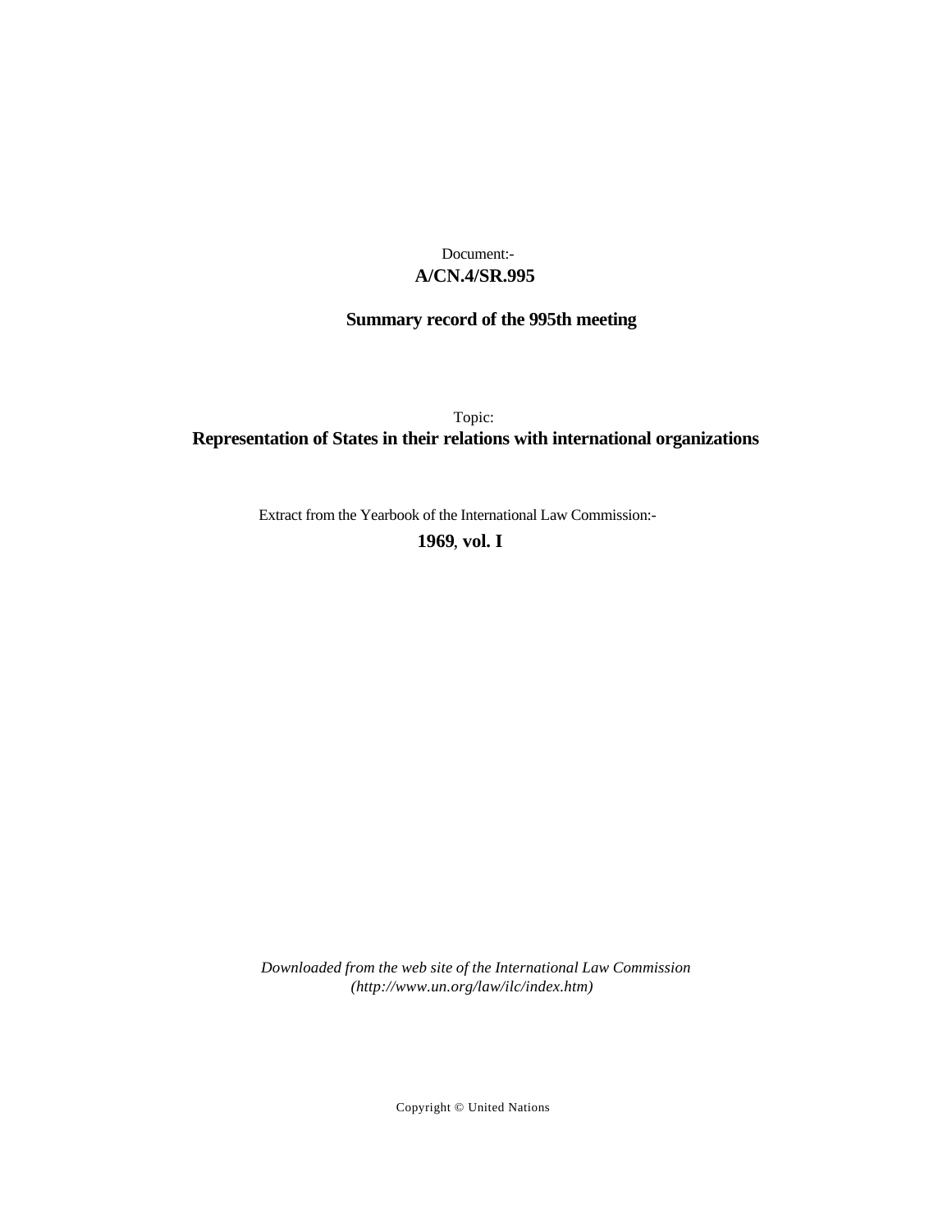Document:-

**A/CN.4/SR.995**

**Summary record of the 995th meeting**

Topic:

**Representation of States in their relations with international organizations**

Extract from the Yearbook of the International Law Commission:-

**1969**, **vol. I**

*Downloaded from the web site of the International Law Commission (http://www.un.org/law/ilc/index.htm)*

Copyright © United Nations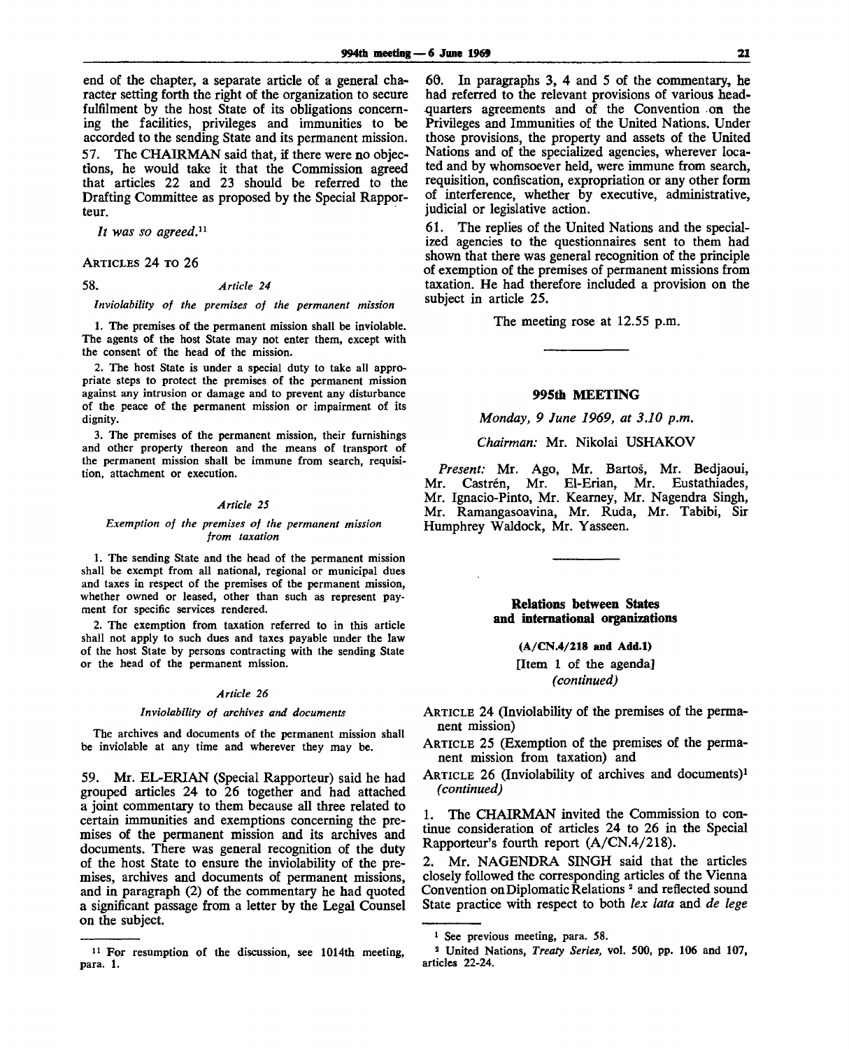end of the chapter, a separate article of a general character setting forth the right of the organization to secure fulfilment by the host State of its obligations concerning the facilities, privileges and immunities to be accorded to the sending State and its permanent mission.

57. The CHAIRMAN said that, if there were no objections, he would take it that the Commission agreed that articles 22 and 23 should be referred to the Drafting Committee as proposed by the Special Rapporteur.

*It was so agreed.*[11]

ARTICLES 24 TO 26

58. *Article 24*

*Inviolability of the premises of the permanent mission*

1. The premises of the permanent mission shall be inviolable. The agents of the host State may not enter them, except with the consent of the head of the mission.

2. The host State is under a special duty to take all appropriate steps to protect the premises of the permanent mission against any intrusion or damage and to prevent any disturbance of the peace of the permanent mission or impairment of its dignity.

3. The premises of the permanent mission, their furnishings and other property thereon and the means of transport of the permanent mission shall be immune from search, requisition, attachment or execution.

*Article 25*

*Exemption of the premises of the permanent mission from taxation*

1. The sending State and the head of the permanent mission shall be exempt from all national, regional or municipal dues and taxes in respect of the premises of the permanent mission, whether owned or leased, other than such as represent payment for specific services rendered.

2. The exemption from taxation referred to in this article shall not apply to such dues and taxes payable under the law of the host State by persons contracting with the sending State or the head of the permanent mission.

*Article 26*

*Inviolability of archives and documents*

The archives and documents of the permanent mission shall be inviolable at any time and wherever they may be.

59. Mr. EL-ERIAN (Special Rapporteur) said he had grouped articles 24 to 26 together and had attached a joint commentary to them because all three related to certain immunities and exemptions concerning the premises of the permanent mission and its archives and documents. There was general recognition of the duty of the host State to ensure the inviolability of the premises, archives and documents of permanent missions, and in paragraph (2) of the commentary he had quoted a significant passage from a letter by the Legal Counsel on the subject.

60. In paragraphs 3, 4 and 5 of the commentary, he had referred to the relevant provisions of various headquarters agreements and of the Convention on the Privileges and Immunities of the United Nations. Under those provisions, the property and assets of the United Nations and of the specialized agencies, wherever located and by whomsoever held, were immune from search, requisition, confiscation, expropriation or any other form of interference, whether by executive, administrative, judicial or legislative action.

61. The replies of the United Nations and the specialized agencies to the questionnaires sent to them had shown that there was general recognition of the principle of exemption of the premises of permanent missions from taxation. He had therefore included a provision on the subject in article 25.

The meeting rose at 12.55 p.m.

---

## 995th MEETING

*Monday, 9 June 1969, at 3.10 p.m.*

*Chairman:* Mr. Nikolai USHAKOV

*Present:* Mr. Ago, Mr. Bartoš, Mr. Bedjaoui, Mr. Castrén, Mr. El-Erian, Mr. Eustathiades, Mr. Ignacio-Pinto, Mr. Kearney, Mr. Nagendra Singh, Mr. Ramangasoavina, Mr. Ruda, Mr. Tabibi, Sir Humphrey Waldock, Mr. Yasseen.

---

### Relations between States and international organizations

**(A/CN.4/218 and Add.1)**

[Item 1 of the agenda]
*(continued)*

ARTICLE 24 (Inviolability of the premises of the permanent mission)

ARTICLE 25 (Exemption of the premises of the permanent mission from taxation) and

ARTICLE 26 (Inviolability of archives and documents)[1] *(continued)*

1. The CHAIRMAN invited the Commission to continue consideration of articles 24 to 26 in the Special Rapporteur's fourth report (A/CN.4/218).

2. Mr. NAGENDRA SINGH said that the articles closely followed the corresponding articles of the Vienna Convention on Diplomatic Relations [2] and reflected sound State practice with respect to both *lex lata* and *de lege*

---

[11] For resumption of the discussion, see 1014th meeting, para. 1.

[1] See previous meeting, para. 58.

[2] United Nations, *Treaty Series*, vol. 500, pp. 106 and 107, articles 22-24.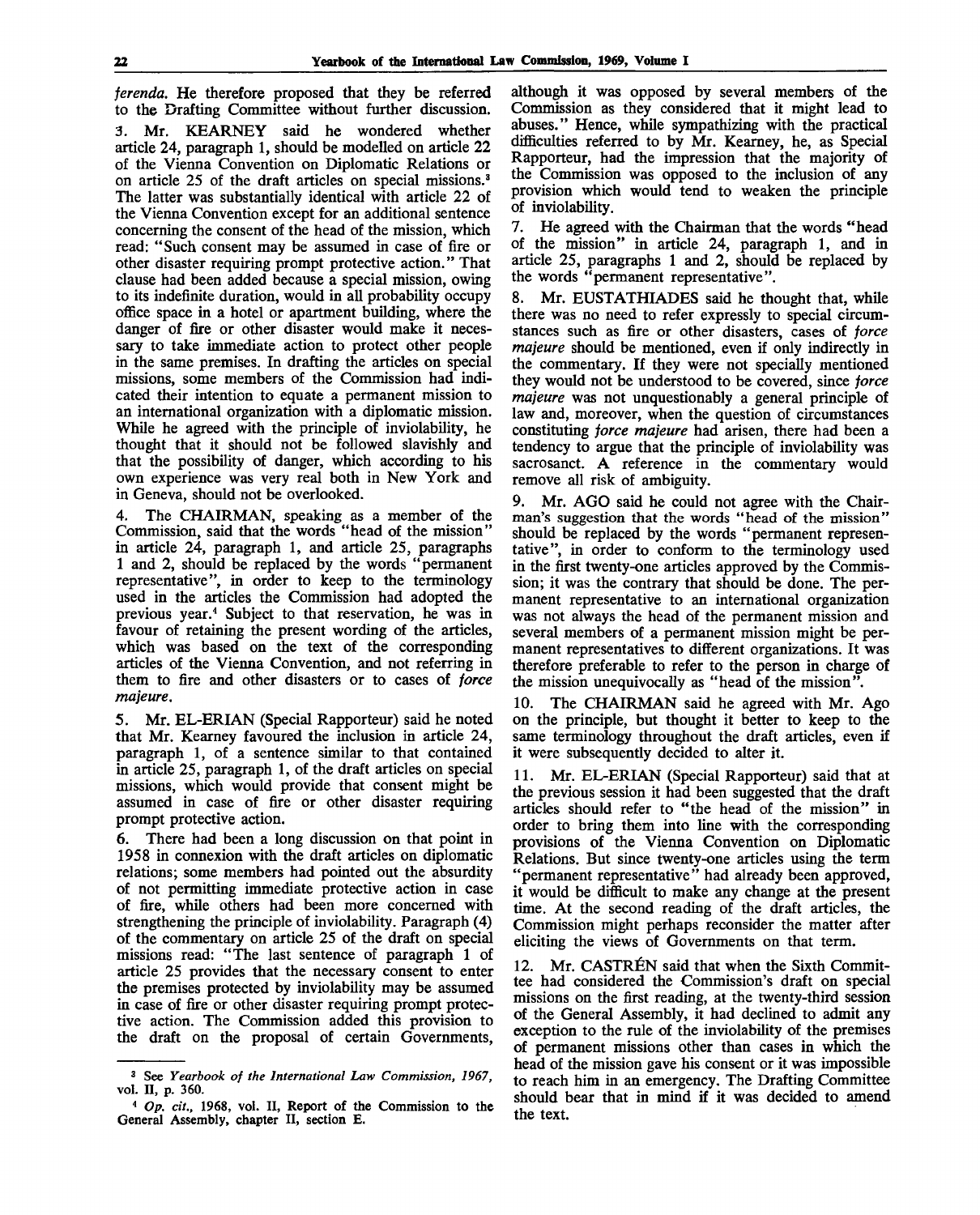*ferenda*. He therefore proposed that they be referred to the Drafting Committee without further discussion.

3. Mr. KEARNEY said he wondered whether article 24, paragraph 1, should be modelled on article 22 of the Vienna Convention on Diplomatic Relations or on article 25 of the draft articles on special missions.[3] The latter was substantially identical with article 22 of the Vienna Convention except for an additional sentence concerning the consent of the head of the mission, which read: "Such consent may be assumed in case of fire or other disaster requiring prompt protective action." That clause had been added because a special mission, owing to its indefinite duration, would in all probability occupy office space in a hotel or apartment building, where the danger of fire or other disaster would make it necessary to take immediate action to protect other people in the same premises. In drafting the articles on special missions, some members of the Commission had indicated their intention to equate a permanent mission to an international organization with a diplomatic mission. While he agreed with the principle of inviolability, he thought that it should not be followed slavishly and that the possibility of danger, which according to his own experience was very real both in New York and in Geneva, should not be overlooked.

4. The CHAIRMAN, speaking as a member of the Commission, said that the words "head of the mission" in article 24, paragraph 1, and article 25, paragraphs 1 and 2, should be replaced by the words "permanent representative", in order to keep to the terminology used in the articles the Commission had adopted the previous year.[4] Subject to that reservation, he was in favour of retaining the present wording of the articles, which was based on the text of the corresponding articles of the Vienna Convention, and not referring in them to fire and other disasters or to cases of *force majeure*.

5. Mr. EL-ERIAN (Special Rapporteur) said he noted that Mr. Kearney favoured the inclusion in article 24, paragraph 1, of a sentence similar to that contained in article 25, paragraph 1, of the draft articles on special missions, which would provide that consent might be assumed in case of fire or other disaster requiring prompt protective action.

6. There had been a long discussion on that point in 1958 in connexion with the draft articles on diplomatic relations; some members had pointed out the absurdity of not permitting immediate protective action in case of fire, while others had been more concerned with strengthening the principle of inviolability. Paragraph (4) of the commentary on article 25 of the draft on special missions read: "The last sentence of paragraph 1 of article 25 provides that the necessary consent to enter the premises protected by inviolability may be assumed in case of fire or other disaster requiring prompt protective action. The Commission added this provision to the draft on the proposal of certain Governments, although it was opposed by several members of the Commission as they considered that it might lead to abuses." Hence, while sympathizing with the practical difficulties referred to by Mr. Kearney, he, as Special Rapporteur, had the impression that the majority of the Commission was opposed to the inclusion of any provision which would tend to weaken the principle of inviolability.

7. He agreed with the Chairman that the words "head of the mission" in article 24, paragraph 1, and in article 25, paragraphs 1 and 2, should be replaced by the words "permanent representative".

8. Mr. EUSTATHIADES said he thought that, while there was no need to refer expressly to special circumstances such as fire or other disasters, cases of *force majeure* should be mentioned, even if only indirectly in the commentary. If they were not specially mentioned they would not be understood to be covered, since *force majeure* was not unquestionably a general principle of law and, moreover, when the question of circumstances constituting *force majeure* had arisen, there had been a tendency to argue that the principle of inviolability was sacrosanct. A reference in the commentary would remove all risk of ambiguity.

9. Mr. AGO said he could not agree with the Chairman's suggestion that the words "head of the mission" should be replaced by the words "permanent representative", in order to conform to the terminology used in the first twenty-one articles approved by the Commission; it was the contrary that should be done. The permanent representative to an international organization was not always the head of the permanent mission and several members of a permanent mission might be permanent representatives to different organizations. It was therefore preferable to refer to the person in charge of the mission unequivocally as "head of the mission".

10. The CHAIRMAN said he agreed with Mr. Ago on the principle, but thought it better to keep to the same terminology throughout the draft articles, even if it were subsequently decided to alter it.

11. Mr. EL-ERIAN (Special Rapporteur) said that at the previous session it had been suggested that the draft articles should refer to "the head of the mission" in order to bring them into line with the corresponding provisions of the Vienna Convention on Diplomatic Relations. But since twenty-one articles using the term "permanent representative" had already been approved, it would be difficult to make any change at the present time. At the second reading of the draft articles, the Commission might perhaps reconsider the matter after eliciting the views of Governments on that term.

12. Mr. CASTRÉN said that when the Sixth Committee had considered the Commission's draft on special missions on the first reading, at the twenty-third session of the General Assembly, it had declined to admit any exception to the rule of the inviolability of the premises of permanent missions other than cases in which the head of the mission gave his consent or it was impossible to reach him in an emergency. The Drafting Committee should bear that in mind if it was decided to amend the text.

---

[3] See *Yearbook of the International Law Commission, 1967*, vol. II, p. 360.

[4] *Op. cit.*, 1968, vol. II, Report of the Commission to the General Assembly, chapter II, section E.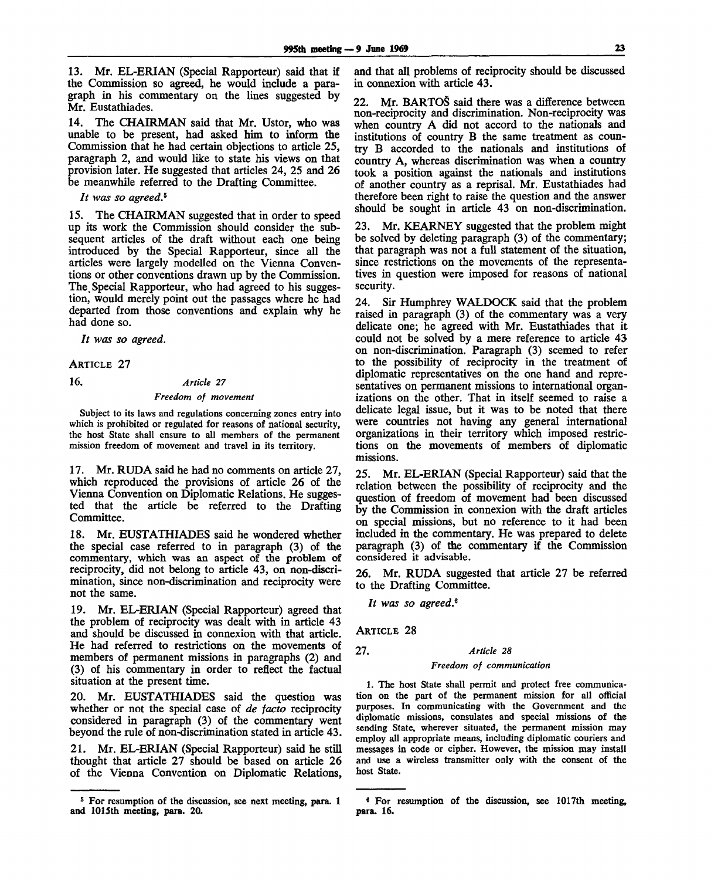13. Mr. EL-ERIAN (Special Rapporteur) said that if the Commission so agreed, he would include a paragraph in his commentary on the lines suggested by Mr. Eustathiades.

14. The CHAIRMAN said that Mr. Ustor, who was unable to be present, had asked him to inform the Commission that he had certain objections to article 25, paragraph 2, and would like to state his views on that provision later. He suggested that articles 24, 25 and 26 be meanwhile referred to the Drafting Committee.

*It was so agreed.*[5]

15. The CHAIRMAN suggested that in order to speed up its work the Commission should consider the subsequent articles of the draft without each one being introduced by the Special Rapporteur, since all the articles were largely modelled on the Vienna Conventions or other conventions drawn up by the Commission. The Special Rapporteur, who had agreed to his suggestion, would merely point out the passages where he had departed from those conventions and explain why he had done so.

*It was so agreed.*

ARTICLE 27

16. *Article 27*

*Freedom of movement*

Subject to its laws and regulations concerning zones entry into which is prohibited or regulated for reasons of national security, the host State shall ensure to all members of the permanent mission freedom of movement and travel in its territory.

17. Mr. RUDA said he had no comments on article 27, which reproduced the provisions of article 26 of the Vienna Convention on Diplomatic Relations. He suggested that the article be referred to the Drafting Committee.

18. Mr. EUSTATHIADES said he wondered whether the special case referred to in paragraph (3) of the commentary, which was an aspect of the problem of reciprocity, did not belong to article 43, on non-discrimination, since non-discrimination and reciprocity were not the same.

19. Mr. EL-ERIAN (Special Rapporteur) agreed that the problem of reciprocity was dealt with in article 43 and should be discussed in connexion with that article. He had referred to restrictions on the movements of members of permanent missions in paragraphs (2) and (3) of his commentary in order to reflect the factual situation at the present time.

20. Mr. EUSTATHIADES said the question was whether or not the special case of *de facto* reciprocity considered in paragraph (3) of the commentary went beyond the rule of non-discrimination stated in article 43.

21. Mr. EL-ERIAN (Special Rapporteur) said he still thought that article 27 should be based on article 26 of the Vienna Convention on Diplomatic Relations, and that all problems of reciprocity should be discussed in connexion with article 43.

22. Mr. BARTOŠ said there was a difference between non-reciprocity and discrimination. Non-reciprocity was when country A did not accord to the nationals and institutions of country B the same treatment as country B accorded to the nationals and institutions of country A, whereas discrimination was when a country took a position against the nationals and institutions of another country as a reprisal. Mr. Eustathiades had therefore been right to raise the question and the answer should be sought in article 43 on non-discrimination.

23. Mr. KEARNEY suggested that the problem might be solved by deleting paragraph (3) of the commentary; that paragraph was not a full statement of the situation, since restrictions on the movements of the representatives in question were imposed for reasons of national security.

24. Sir Humphrey WALDOCK said that the problem raised in paragraph (3) of the commentary was a very delicate one; he agreed with Mr. Eustathiades that it could not be solved by a mere reference to article 43 on non-discrimination. Paragraph (3) seemed to refer to the possibility of reciprocity in the treatment of diplomatic representatives on the one hand and representatives on permanent missions to international organizations on the other. That in itself seemed to raise a delicate legal issue, but it was to be noted that there were countries not having any general international organizations in their territory which imposed restrictions on the movements of members of diplomatic missions.

25. Mr. EL-ERIAN (Special Rapporteur) said that the relation between the possibility of reciprocity and the question of freedom of movement had been discussed by the Commission in connexion with the draft articles on special missions, but no reference to it had been included in the commentary. He was prepared to delete paragraph (3) of the commentary if the Commission considered it advisable.

26. Mr. RUDA suggested that article 27 be referred to the Drafting Committee.

*It was so agreed.*[6]

ARTICLE 28

27. *Article 28*

*Freedom of communication*

1. The host State shall permit and protect free communication on the part of the permanent mission for all official purposes. In communicating with the Government and the diplomatic missions, consulates and special missions of the sending State, wherever situated, the permanent mission may employ all appropriate means, including diplomatic couriers and messages in code or cipher. However, the mission may install and use a wireless transmitter only with the consent of the host State.

---

[5] For resumption of the discussion, see next meeting, para. 1 and 1015th meeting, para. 20.

[6] For resumption of the discussion, see 1017th meeting, para. 16.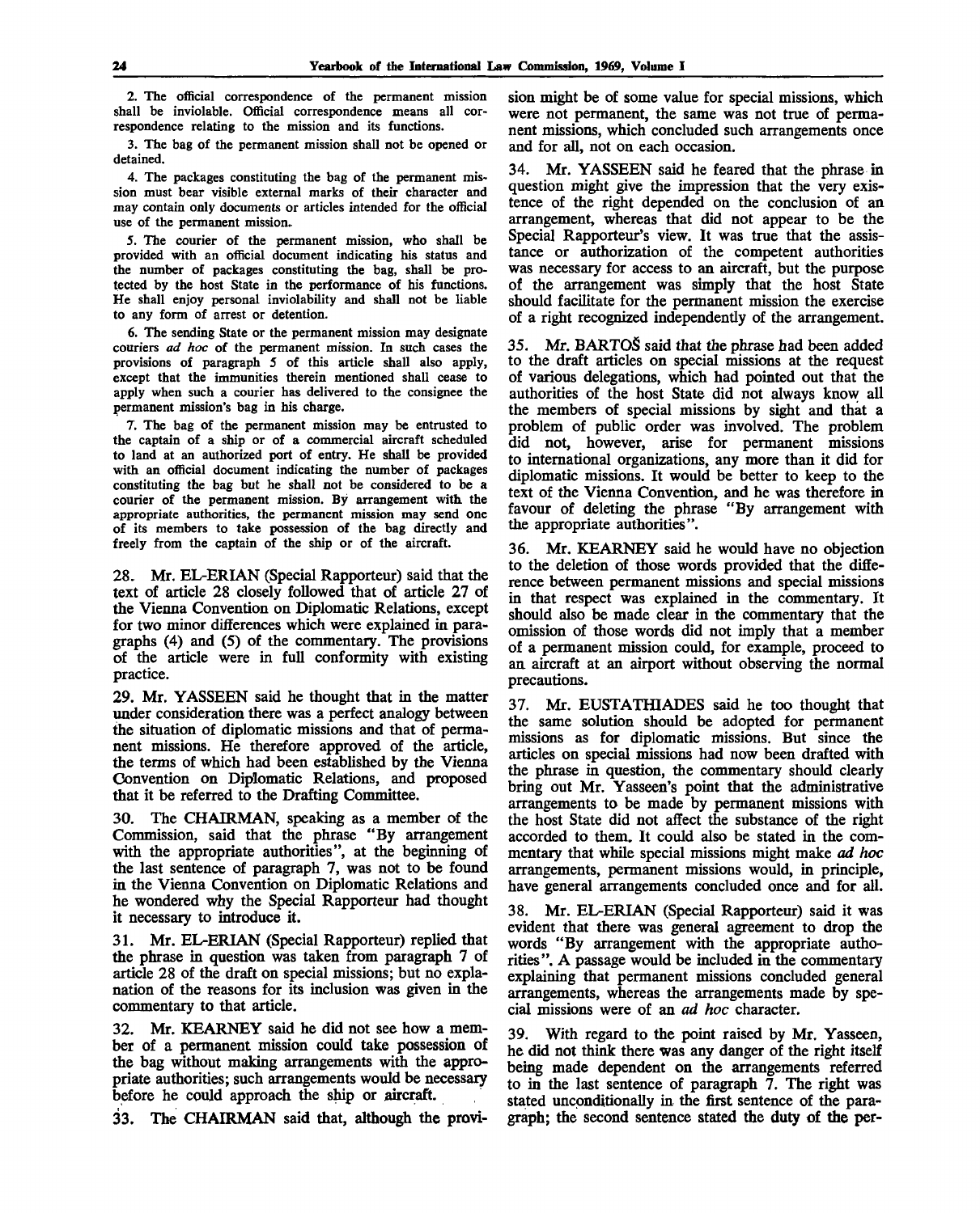2. The official correspondence of the permanent mission shall be inviolable. Official correspondence means all correspondence relating to the mission and its functions.

3. The bag of the permanent mission shall not be opened or detained.

4. The packages constituting the bag of the permanent mission must bear visible external marks of their character and may contain only documents or articles intended for the official use of the permanent mission.

5. The courier of the permanent mission, who shall be provided with an official document indicating his status and the number of packages constituting the bag, shall be protected by the host State in the performance of his functions. He shall enjoy personal inviolability and shall not be liable to any form of arrest or detention.

6. The sending State or the permanent mission may designate couriers *ad hoc* of the permanent mission. In such cases the provisions of paragraph 5 of this article shall also apply, except that the immunities therein mentioned shall cease to apply when such a courier has delivered to the consignee the permanent mission's bag in his charge.

7. The bag of the permanent mission may be entrusted to the captain of a ship or of a commercial aircraft scheduled to land at an authorized port of entry. He shall be provided with an official document indicating the number of packages constituting the bag but he shall not be considered to be a courier of the permanent mission. By arrangement with the appropriate authorities, the permanent mission may send one of its members to take possession of the bag directly and freely from the captain of the ship or of the aircraft.

28. Mr. EL-ERIAN (Special Rapporteur) said that the text of article 28 closely followed that of article 27 of the Vienna Convention on Diplomatic Relations, except for two minor differences which were explained in paragraphs (4) and (5) of the commentary. The provisions of the article were in full conformity with existing practice.

29. Mr. YASSEEN said he thought that in the matter under consideration there was a perfect analogy between the situation of diplomatic missions and that of permanent missions. He therefore approved of the article, the terms of which had been established by the Vienna Convention on Diplomatic Relations, and proposed that it be referred to the Drafting Committee.

30. The CHAIRMAN, speaking as a member of the Commission, said that the phrase "By arrangement with the appropriate authorities", at the beginning of the last sentence of paragraph 7, was not to be found in the Vienna Convention on Diplomatic Relations and he wondered why the Special Rapporteur had thought it necessary to introduce it.

31. Mr. EL-ERIAN (Special Rapporteur) replied that the phrase in question was taken from paragraph 7 of article 28 of the draft on special missions; but no explanation of the reasons for its inclusion was given in the commentary to that article.

32. Mr. KEARNEY said he did not see how a member of a permanent mission could take possession of the bag without making arrangements with the appropriate authorities; such arrangements would be necessary before he could approach the ship or aircraft.

33. The CHAIRMAN said that, although the provision might be of some value for special missions, which were not permanent, the same was not true of permanent missions, which concluded such arrangements once and for all, not on each occasion.

34. Mr. YASSEEN said he feared that the phrase in question might give the impression that the very existence of the right depended on the conclusion of an arrangement, whereas that did not appear to be the Special Rapporteur's view. It was true that the assistance or authorization of the competent authorities was necessary for access to an aircraft, but the purpose of the arrangement was simply that the host State should facilitate for the permanent mission the exercise of a right recognized independently of the arrangement.

35. Mr. BARTOŠ said that the phrase had been added to the draft articles on special missions at the request of various delegations, which had pointed out that the authorities of the host State did not always know all the members of special missions by sight and that a problem of public order was involved. The problem did not, however, arise for permanent missions to international organizations, any more than it did for diplomatic missions. It would be better to keep to the text of the Vienna Convention, and he was therefore in favour of deleting the phrase "By arrangement with the appropriate authorities".

36. Mr. KEARNEY said he would have no objection to the deletion of those words provided that the difference between permanent missions and special missions in that respect was explained in the commentary. It should also be made clear in the commentary that the omission of those words did not imply that a member of a permanent mission could, for example, proceed to an aircraft at an airport without observing the normal precautions.

37. Mr. EUSTATHIADES said he too thought that the same solution should be adopted for permanent missions as for diplomatic missions. But since the articles on special missions had now been drafted with the phrase in question, the commentary should clearly bring out Mr. Yasseen's point that the administrative arrangements to be made by permanent missions with the host State did not affect the substance of the right accorded to them. It could also be stated in the commentary that while special missions might make *ad hoc* arrangements, permanent missions would, in principle, have general arrangements concluded once and for all.

38. Mr. EL-ERIAN (Special Rapporteur) said it was evident that there was general agreement to drop the words "By arrangement with the appropriate authorities". A passage would be included in the commentary explaining that permanent missions concluded general arrangements, whereas the arrangements made by special missions were of an *ad hoc* character.

39. With regard to the point raised by Mr. Yasseen, he did not think there was any danger of the right itself being made dependent on the arrangements referred to in the last sentence of paragraph 7. The right was stated unconditionally in the first sentence of the paragraph; the second sentence stated the duty of the per-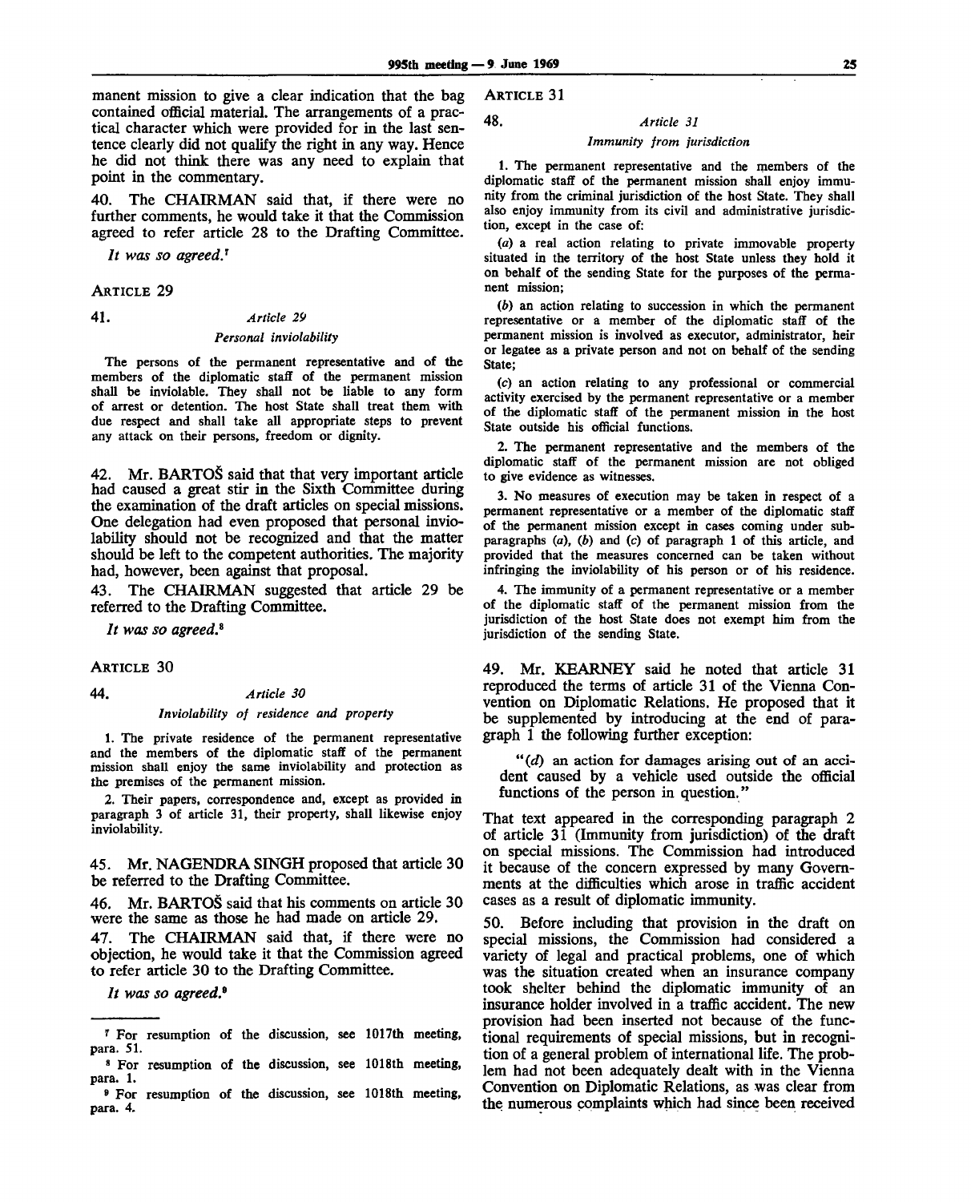manent mission to give a clear indication that the bag contained official material. The arrangements of a practical character which were provided for in the last sentence clearly did not qualify the right in any way. Hence he did not think there was any need to explain that point in the commentary.

40. The CHAIRMAN said that, if there were no further comments, he would take it that the Commission agreed to refer article 28 to the Drafting Committee.

*It was so agreed.*[7]

ARTICLE 29

41. *Article 29*

*Personal inviolability*

The persons of the permanent representative and of the members of the diplomatic staff of the permanent mission shall be inviolable. They shall not be liable to any form of arrest or detention. The host State shall treat them with due respect and shall take all appropriate steps to prevent any attack on their persons, freedom or dignity.

42. Mr. BARTOŠ said that that very important article had caused a great stir in the Sixth Committee during the examination of the draft articles on special missions. One delegation had even proposed that personal inviolability should not be recognized and that the matter should be left to the competent authorities. The majority had, however, been against that proposal.

43. The CHAIRMAN suggested that article 29 be referred to the Drafting Committee.

*It was so agreed.*[8]

ARTICLE 30

44. *Article 30*

*Inviolability of residence and property*

1. The private residence of the permanent representative and the members of the diplomatic staff of the permanent mission shall enjoy the same inviolability and protection as the premises of the permanent mission.

2. Their papers, correspondence and, except as provided in paragraph 3 of article 31, their property, shall likewise enjoy inviolability.

45. Mr. NAGENDRA SINGH proposed that article 30 be referred to the Drafting Committee.

46. Mr. BARTOŠ said that his comments on article 30 were the same as those he had made on article 29.

47. The CHAIRMAN said that, if there were no objection, he would take it that the Commission agreed to refer article 30 to the Drafting Committee.

*It was so agreed.*[9]

ARTICLE 31

48. *Article 31*

*Immunity from jurisdiction*

1. The permanent representative and the members of the diplomatic staff of the permanent mission shall enjoy immunity from the criminal jurisdiction of the host State. They shall also enjoy immunity from its civil and administrative jurisdiction, except in the case of:

(*a*) a real action relating to private immovable property situated in the territory of the host State unless they hold it on behalf of the sending State for the purposes of the permanent mission;

(*b*) an action relating to succession in which the permanent representative or a member of the diplomatic staff of the permanent mission is involved as executor, administrator, heir or legatee as a private person and not on behalf of the sending State;

(*c*) an action relating to any professional or commercial activity exercised by the permanent representative or a member of the diplomatic staff of the permanent mission in the host State outside his official functions.

2. The permanent representative and the members of the diplomatic staff of the permanent mission are not obliged to give evidence as witnesses.

3. No measures of execution may be taken in respect of a permanent representative or a member of the diplomatic staff of the permanent mission except in cases coming under subparagraphs (*a*), (*b*) and (*c*) of paragraph 1 of this article, and provided that the measures concerned can be taken without infringing the inviolability of his person or of his residence.

4. The immunity of a permanent representative or a member of the diplomatic staff of the permanent mission from the jurisdiction of the host State does not exempt him from the jurisdiction of the sending State.

49. Mr. KEARNEY said he noted that article 31 reproduced the terms of article 31 of the Vienna Convention on Diplomatic Relations. He proposed that it be supplemented by introducing at the end of paragraph 1 the following further exception:

> "(*d*) an action for damages arising out of an accident caused by a vehicle used outside the official functions of the person in question."

That text appeared in the corresponding paragraph 2 of article 31 (Immunity from jurisdiction) of the draft on special missions. The Commission had introduced it because of the concern expressed by many Governments at the difficulties which arose in traffic accident cases as a result of diplomatic immunity.

50. Before including that provision in the draft on special missions, the Commission had considered a variety of legal and practical problems, one of which was the situation created when an insurance company took shelter behind the diplomatic immunity of an insurance holder involved in a traffic accident. The new provision had been inserted not because of the functional requirements of special missions, but in recognition of a general problem of international life. The problem had not been adequately dealt with in the Vienna Convention on Diplomatic Relations, as was clear from the numerous complaints which had since been received

---

[7] For resumption of the discussion, see 1017th meeting, para. 51.

[8] For resumption of the discussion, see 1018th meeting, para. 1.

[9] For resumption of the discussion, see 1018th meeting, para. 4.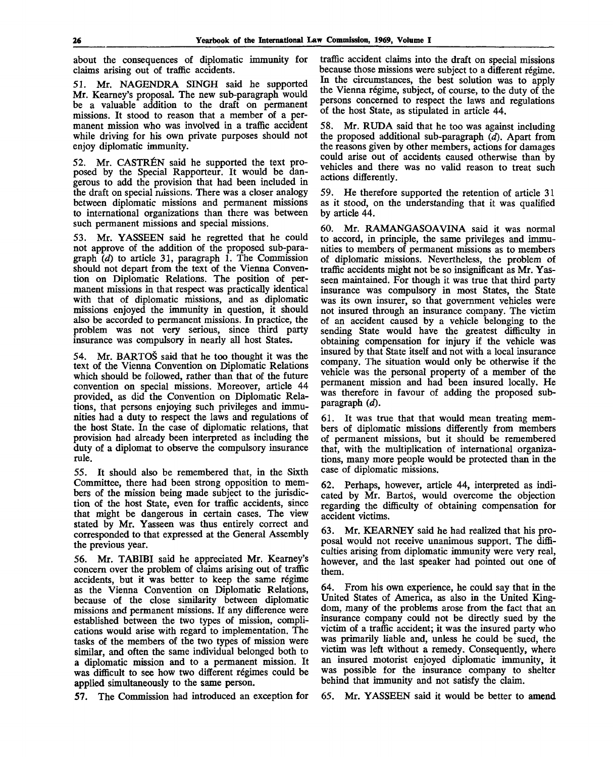about the consequences of diplomatic immunity for claims arising out of traffic accidents.

51. Mr. NAGENDRA SINGH said he supported Mr. Kearney's proposal. The new sub-paragraph would be a valuable addition to the draft on permanent missions. It stood to reason that a member of a permanent mission who was involved in a traffic accident while driving for his own private purposes should not enjoy diplomatic immunity.

52. Mr. CASTRÉN said he supported the text proposed by the Special Rapporteur. It would be dangerous to add the provision that had been included in the draft on special missions. There was a closer analogy between diplomatic missions and permanent missions to international organizations than there was between such permanent missions and special missions.

53. Mr. YASSEEN said he regretted that he could not approve of the addition of the proposed sub-paragraph (*d*) to article 31, paragraph 1. The Commission should not depart from the text of the Vienna Convention on Diplomatic Relations. The position of permanent missions in that respect was practically identical with that of diplomatic missions, and as diplomatic missions enjoyed the immunity in question, it should also be accorded to permanent missions. In practice, the problem was not very serious, since third party insurance was compulsory in nearly all host States.

54. Mr. BARTOŠ said that he too thought it was the text of the Vienna Convention on Diplomatic Relations which should be followed, rather than that of the future convention on special missions. Moreover, article 44 provided, as did the Convention on Diplomatic Relations, that persons enjoying such privileges and immunities had a duty to respect the laws and regulations of the host State. In the case of diplomatic relations, that provision had already been interpreted as including the duty of a diplomat to observe the compulsory insurance rule.

55. It should also be remembered that, in the Sixth Committee, there had been strong opposition to members of the mission being made subject to the jurisdiction of the host State, even for traffic accidents, since that might be dangerous in certain cases. The view stated by Mr. Yasseen was thus entirely correct and corresponded to that expressed at the General Assembly the previous year.

56. Mr. TABIBI said he appreciated Mr. Kearney's concern over the problem of claims arising out of traffic accidents, but it was better to keep the same régime as the Vienna Convention on Diplomatic Relations, because of the close similarity between diplomatic missions and permanent missions. If any difference were established between the two types of mission, complications would arise with regard to implementation. The tasks of the members of the two types of mission were similar, and often the same individual belonged both to a diplomatic mission and to a permanent mission. It was difficult to see how two different régimes could be applied simultaneously to the same person.

57. The Commission had introduced an exception for traffic accident claims into the draft on special missions because those missions were subject to a different régime. In the circumstances, the best solution was to apply the Vienna régime, subject, of course, to the duty of the persons concerned to respect the laws and regulations of the host State, as stipulated in article 44.

58. Mr. RUDA said that he too was against including the proposed additional sub-paragraph (*d*). Apart from the reasons given by other members, actions for damages could arise out of accidents caused otherwise than by vehicles and there was no valid reason to treat such actions differently.

59. He therefore supported the retention of article 31 as it stood, on the understanding that it was qualified by article 44.

60. Mr. RAMANGASOAVINA said it was normal to accord, in principle, the same privileges and immunities to members of permanent missions as to members of diplomatic missions. Nevertheless, the problem of traffic accidents might not be so insignificant as Mr. Yasseen maintained. For though it was true that third party insurance was compulsory in most States, the State was its own insurer, so that government vehicles were not insured through an insurance company. The victim of an accident caused by a vehicle belonging to the sending State would have the greatest difficulty in obtaining compensation for injury if the vehicle was insured by that State itself and not with a local insurance company. The situation would only be otherwise if the vehicle was the personal property of a member of the permanent mission and had been insured locally. He was therefore in favour of adding the proposed sub-paragraph (*d*).

61. It was true that that would mean treating members of diplomatic missions differently from members of permanent missions, but it should be remembered that, with the multiplication of international organizations, many more people would be protected than in the case of diplomatic missions.

62. Perhaps, however, article 44, interpreted as indicated by Mr. Bartoš, would overcome the objection regarding the difficulty of obtaining compensation for accident victims.

63. Mr. KEARNEY said he had realized that his proposal would not receive unanimous support. The difficulties arising from diplomatic immunity were very real, however, and the last speaker had pointed out one of them.

64. From his own experience, he could say that in the United States of America, as also in the United Kingdom, many of the problems arose from the fact that an insurance company could not be directly sued by the victim of a traffic accident; it was the insured party who was primarily liable and, unless he could be sued, the victim was left without a remedy. Consequently, where an insured motorist enjoyed diplomatic immunity, it was possible for the insurance company to shelter behind that immunity and not satisfy the claim.

65. Mr. YASSEEN said it would be better to amend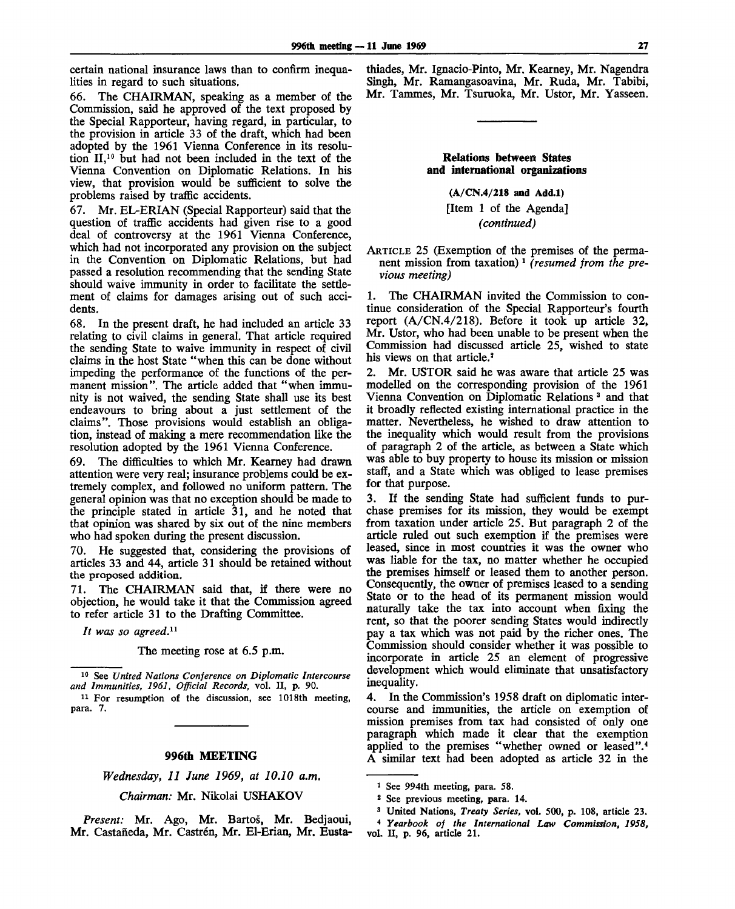certain national insurance laws than to confirm inequalities in regard to such situations.

66. The CHAIRMAN, speaking as a member of the Commission, said he approved of the text proposed by the Special Rapporteur, having regard, in particular, to the provision in article 33 of the draft, which had been adopted by the 1961 Vienna Conference in its resolution II,[10] but had not been included in the text of the Vienna Convention on Diplomatic Relations. In his view, that provision would be sufficient to solve the problems raised by traffic accidents.

67. Mr. EL-ERIAN (Special Rapporteur) said that the question of traffic accidents had given rise to a good deal of controversy at the 1961 Vienna Conference, which had not incorporated any provision on the subject in the Convention on Diplomatic Relations, but had passed a resolution recommending that the sending State should waive immunity in order to facilitate the settlement of claims for damages arising out of such accidents.

68. In the present draft, he had included an article 33 relating to civil claims in general. That article required the sending State to waive immunity in respect of civil claims in the host State "when this can be done without impeding the performance of the functions of the permanent mission". The article added that "when immunity is not waived, the sending State shall use its best endeavours to bring about a just settlement of the claims". Those provisions would establish an obligation, instead of making a mere recommendation like the resolution adopted by the 1961 Vienna Conference.

69. The difficulties to which Mr. Kearney had drawn attention were very real; insurance problems could be extremely complex, and followed no uniform pattern. The general opinion was that no exception should be made to the principle stated in article 31, and he noted that that opinion was shared by six out of the nine members who had spoken during the present discussion.

70. He suggested that, considering the provisions of articles 33 and 44, article 31 should be retained without the proposed addition.

71. The CHAIRMAN said that, if there were no objection, he would take it that the Commission agreed to refer article 31 to the Drafting Committee.

*It was so agreed.*[11]

The meeting rose at 6.5 p.m.

---

[10] See *United Nations Conference on Diplomatic Intercourse and Immunities, 1961, Official Records*, vol. II, p. 90.

[11] For resumption of the discussion, see 1018th meeting, para. 7.

---

## 996th MEETING

*Wednesday, 11 June 1969, at 10.10 a.m.*

*Chairman:* Mr. Nikolai USHAKOV

*Present:* Mr. Ago, Mr. Bartoš, Mr. Bedjaoui, Mr. Castañeda, Mr. Castrén, Mr. El-Erian, Mr. Eustathiades, Mr. Ignacio-Pinto, Mr. Kearney, Mr. Nagendra Singh, Mr. Ramangasoavina, Mr. Ruda, Mr. Tabibi, Mr. Tammes, Mr. Tsuruoka, Mr. Ustor, Mr. Yasseen.

---

### Relations between States and international organizations

**(A/CN.4/218 and Add.1)**

[Item 1 of the Agenda]

*(continued)*

ARTICLE 25 (Exemption of the premises of the permanent mission from taxation) [1] *(resumed from the previous meeting)*

1. The CHAIRMAN invited the Commission to continue consideration of the Special Rapporteur's fourth report (A/CN.4/218). Before it took up article 32, Mr. Ustor, who had been unable to be present when the Commission had discussed article 25, wished to state his views on that article.[2]

2. Mr. USTOR said he was aware that article 25 was modelled on the corresponding provision of the 1961 Vienna Convention on Diplomatic Relations [3] and that it broadly reflected existing international practice in the matter. Nevertheless, he wished to draw attention to the inequality which would result from the provisions of paragraph 2 of the article, as between a State which was able to buy property to house its mission or mission staff, and a State which was obliged to lease premises for that purpose.

3. If the sending State had sufficient funds to purchase premises for its mission, they would be exempt from taxation under article 25. But paragraph 2 of the article ruled out such exemption if the premises were leased, since in most countries it was the owner who was liable for the tax, no matter whether he occupied the premises himself or leased them to another person. Consequently, the owner of premises leased to a sending State or to the head of its permanent mission would naturally take the tax into account when fixing the rent, so that the poorer sending States would indirectly pay a tax which was not paid by the richer ones. The Commission should consider whether it was possible to incorporate in article 25 an element of progressive development which would eliminate that unsatisfactory inequality.

4. In the Commission's 1958 draft on diplomatic intercourse and immunities, the article on exemption of mission premises from tax had consisted of only one paragraph which made it clear that the exemption applied to the premises "whether owned or leased".[4] A similar text had been adopted as article 32 in the

---

[1] See 994th meeting, para. 58.

[2] See previous meeting, para. 14.

[3] United Nations, *Treaty Series*, vol. 500, p. 108, article 23.

[4] *Yearbook of the International Law Commission, 1958*, vol. II, p. 96, article 21.